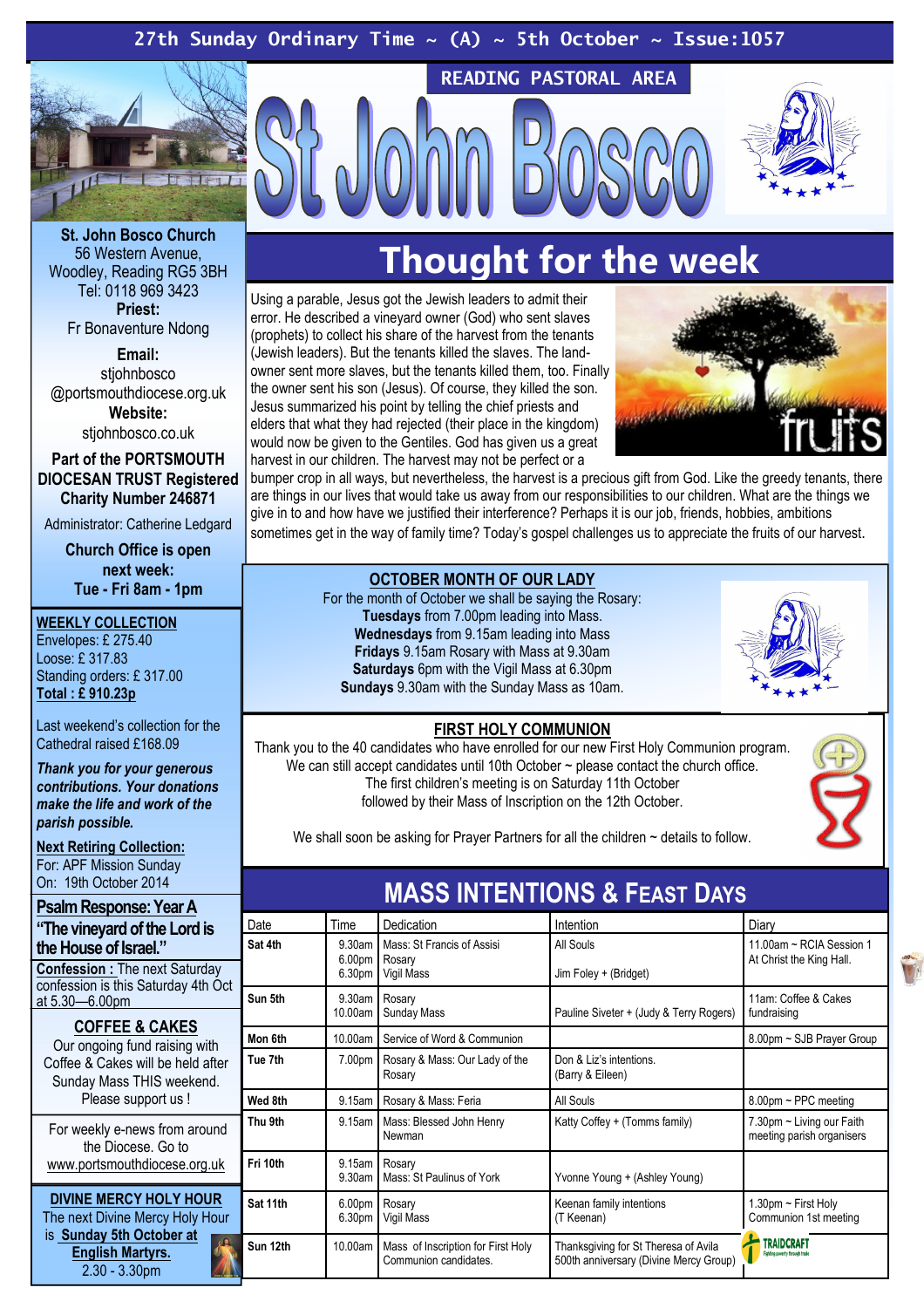27th Sunday Ordinary Time ~ (A) ~ 5th October ~ Issue:1057

READING PASTORAL AREA

# St John Bosco

**St. John Bosco Church**
56 Western Avenue, Woodley, Reading RG5 3BH
Tel: 0118 969 3423

**Priest:**
Fr Bonaventure Ndong

**Email:**
stjohnbosco @portsmouthdiocese.org.uk

**Website:**
stjohnbosco.co.uk

**Part of the PORTSMOUTH DIOCESAN TRUST Registered Charity Number 246871**

Administrator: Catherine Ledgard

**Church Office is open next week: Tue - Fri 8am - 1pm**

**WEEKLY COLLECTION**
Envelopes: £ 275.40
Loose: £ 317.83
Standing orders: £ 317.00
**Total : £ 910.23p**

Last weekend's collection for the Cathedral raised £168.09

***Thank you for your generous contributions. Your donations make the life and work of the parish possible.***

**Next Retiring Collection:**
For: APF Mission Sunday
On: 19th October 2014

**Psalm Response: Year A**
**"The vineyard of the Lord is the House of Israel."**

**Confession :** The next Saturday confession is this Saturday 4th Oct at 5.30—6.00pm

**COFFEE & CAKES**
Our ongoing fund raising with Coffee & Cakes will be held after Sunday Mass THIS weekend. Please support us !

For weekly e-news from around the Diocese. Go to www.portsmouthdiocese.org.uk

**DIVINE MERCY HOLY HOUR**
The next Divine Mercy Holy Hour is **Sunday 5th October at English Martyrs.**
2.30 - 3.30pm

## Thought for the week

Using a parable, Jesus got the Jewish leaders to admit their error. He described a vineyard owner (God) who sent slaves (prophets) to collect his share of the harvest from the tenants (Jewish leaders). But the tenants killed the slaves. The land-owner sent more slaves, but the tenants killed them, too. Finally the owner sent his son (Jesus). Of course, they killed the son. Jesus summarized his point by telling the chief priests and elders that what they had rejected (their place in the kingdom) would now be given to the Gentiles. God has given us a great harvest in our children. The harvest may not be perfect or a bumper crop in all ways, but nevertheless, the harvest is a precious gift from God. Like the greedy tenants, there are things in our lives that would take us away from our responsibilities to our children. What are the things we give in to and how have we justified their interference? Perhaps it is our job, friends, hobbies, ambitions sometimes get in the way of family time? Today's gospel challenges us to appreciate the fruits of our harvest.

### OCTOBER MONTH OF OUR LADY

For the month of October we shall be saying the Rosary:
**Tuesdays** from 7.00pm leading into Mass.
**Wednesdays** from 9.15am leading into Mass
**Fridays** 9.15am Rosary with Mass at 9.30am
**Saturdays** 6pm with the Vigil Mass at 6.30pm
**Sundays** 9.30am with the Sunday Mass as 10am.

### FIRST HOLY COMMUNION

Thank you to the 40 candidates who have enrolled for our new First Holy Communion program. We can still accept candidates until 10th October ~ please contact the church office. The first children's meeting is on Saturday 11th October followed by their Mass of Inscription on the 12th October.

We shall soon be asking for Prayer Partners for all the children ~ details to follow.

## MASS INTENTIONS & FEAST DAYS

| Date | Time | Dedication | Intention | Diary |
|---|---|---|---|---|
| **Sat 4th** | 9.30am<br>6.00pm<br>6.30pm | Mass: St Francis of Assisi<br>Rosary<br>Vigil Mass | All Souls<br><br>Jim Foley + (Bridget) | 11.00am ~ RCIA Session 1 At Christ the King Hall. |
| **Sun 5th** | 9.30am<br>10.00am | Rosary<br>Sunday Mass | Pauline Siveter + (Judy & Terry Rogers) | 11am: Coffee & Cakes fundraising |
| **Mon 6th** | 10.00am | Service of Word & Communion | | 8.00pm ~ SJB Prayer Group |
| **Tue 7th** | 7.00pm | Rosary & Mass: Our Lady of the Rosary | Don & Liz's intentions. (Barry & Eileen) | |
| **Wed 8th** | 9.15am | Rosary & Mass: Feria | All Souls | 8.00pm ~ PPC meeting |
| **Thu 9th** | 9.15am | Mass: Blessed John Henry Newman | Katty Coffey + (Tomms family) | 7.30pm ~ Living our Faith meeting parish organisers |
| **Fri 10th** | 9.15am<br>9.30am | Rosary<br>Mass: St Paulinus of York | Yvonne Young + (Ashley Young) | |
| **Sat 11th** | 6.00pm<br>6.30pm | Rosary<br>Vigil Mass | Keenan family intentions (T Keenan) | 1.30pm ~ First Holy Communion 1st meeting |
| **Sun 12th** | 10.00am | Mass of Inscription for First Holy Communion candidates. | Thanksgiving for St Theresa of Avila 500th anniversary (Divine Mercy Group) | TRAIDCRAFT |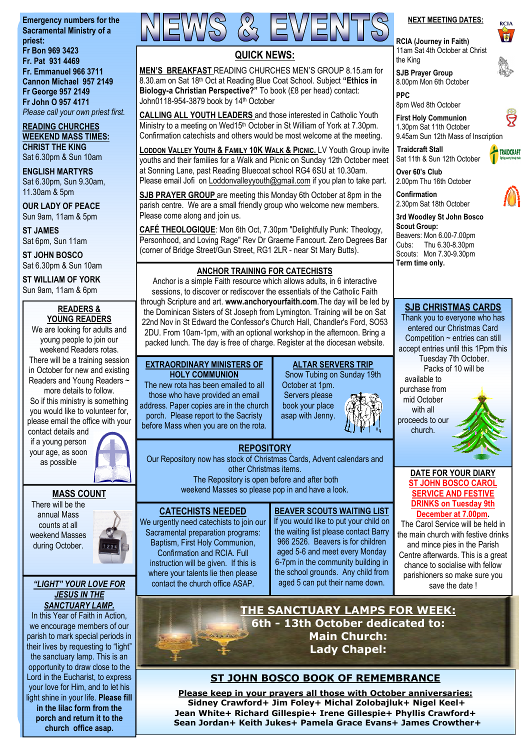**Emergency numbers for the Sacramental Ministry of a priest:**
**Fr Bon 969 3423**
**Fr. Pat 931 4469**
**Fr. Emmanuel 966 3711**
**Cannon Michael 957 2149**
**Fr George 957 2149**
**Fr John O 957 4171**
*Please call your own priest first.*

**READING CHURCHES WEEKEND MASS TIMES:**

**CHRIST THE KING**
Sat 6.30pm & Sun 10am

**ENGLISH MARTYRS**
Sat 6.30pm, Sun 9.30am, 11.30am & 5pm

**OUR LADY OF PEACE**
Sun 9am, 11am & 5pm

**ST JAMES**
Sat 6pm, Sun 11am

**ST JOHN BOSCO**
Sat 6.30pm & Sun 10am

**ST WILLIAM OF YORK**
Sun 9am, 11am & 6pm

## READERS & YOUNG READERS

We are looking for adults and young people to join our weekend Readers rotas. There will be a training session in October for new and existing Readers and Young Readers ~ more details to follow. So if this ministry is something you would like to volunteer for, please email the office with your contact details and if a young person your age, as soon as possible

## MASS COUNT

There will be the annual Mass counts at all weekend Masses during October.

## *"LIGHT" YOUR LOVE FOR JESUS IN THE SANCTUARY LAMP.*

In this Year of Faith in Action, we encourage members of our parish to mark special periods in their lives by requesting to "light" the sanctuary lamp. This is an opportunity to draw close to the Lord in the Eucharist, to express your love for Him, and to let his light shine in your life. **Please fill in the lilac form from the porch and return it to the church office asap.**

# NEWS & EVENTS

## QUICK NEWS:

**MEN'S BREAKFAST** READING CHURCHES MEN'S GROUP 8.15.am for 8.30.am on Sat 18th Oct at Reading Blue Coat School. Subject **"Ethics in Biology-a Christian Perspective?"** To book (£8 per head) contact: John0118-954-3879 book by 14th October

**CALLING ALL YOUTH LEADERS** and those interested in Catholic Youth Ministry to a meeting on Wed15th October in St William of York at 7.30pm. Confirmation catechists and others would be most welcome at the meeting.

**LODDON VALLEY YOUTH & FAMILY 10K WALK & PICNIC.** LV Youth Group invite youths and their families for a Walk and Picnic on Sunday 12th October meet at Sonning Lane, past Reading Bluecoat school RG4 6SU at 10.30am. Please email Jofi on Loddonvalleyyouth@gmail.com if you plan to take part.

**SJB PRAYER GROUP** are meeting this Monday 6th October at 8pm in the parish centre. We are a small friendly group who welcome new members. Please come along and join us.

**CAFÉ THEOLOGIQUE**: Mon 6th Oct, 7.30pm "Delightfully Punk: Theology, Personhood, and Loving Rage" Rev Dr Graeme Fancourt. Zero Degrees Bar (corner of Bridge Street/Gun Street, RG1 2LR - near St Mary Butts).

## ANCHOR TRAINING FOR CATECHISTS

Anchor is a simple Faith resource which allows adults, in 6 interactive sessions, to discover or rediscover the essentials of the Catholic Faith through Scripture and art. **www.anchoryourfaith.com**.The day will be led by the Dominican Sisters of St Joseph from Lymington. Training will be on Sat 22nd Nov in St Edward the Confessor's Church Hall, Chandler's Ford, SO53 2DU. From 10am-1pm, with an optional workshop in the afternoon. Bring a packed lunch. The day is free of charge. Register at the diocesan website.

## EXTRAORDINARY MINISTERS OF HOLY COMMUNION

The new rota has been emailed to all those who have provided an email address. Paper copies are in the church porch. Please report to the Sacristy before Mass when you are on the rota.

## ALTAR SERVERS TRIP

Snow Tubing on Sunday 19th October at 1pm. Servers please book your place asap with Jenny.

## REPOSITORY

Our Repository now has stock of Christmas Cards, Advent calendars and other Christmas items.
The Repository is open before and after both weekend Masses so please pop in and have a look.

## CATECHISTS NEEDED

We urgently need catechists to join our Sacramental preparation programs: Baptism, First Holy Communion, Confirmation and RCIA. Full instruction will be given. If this is where your talents lie then please contact the church office ASAP.

## BEAVER SCOUTS WAITING LIST

If you would like to put your child on the waiting list please contact Barry 966 2526. Beavers is for children aged 5-6 and meet every Monday 6-7pm in the community building in the school grounds. Any child from aged 5 can put their name down.

## NEXT MEETING DATES:

**RCIA (Journey in Faith)**
11am Sat 4th October at Christ the King

**SJB Prayer Group**
8.00pm Mon 6th October

**PPC**
8pm Wed 8th October

**First Holy Communion**
1.30pm Sat 11th October
9.45am Sun 12th Mass of Inscription

**Traidcraft Stall**
Sat 11th & Sun 12th October

**Over 60's Club**
2.00pm Thu 16th October

**Confirmation**
2.30pm Sat 18th October

**3rd Woodley St John Bosco Scout Group:**
Beavers: Mon 6.00-7.00pm
Cubs: Thu 6.30-8.30pm
Scouts: Mon 7.30-9.30pm
**Term time only.**

## SJB CHRISTMAS CARDS

Thank you to everyone who has entered our Christmas Card Competition ~ entries can still accept entries until this 1Ppm this Tuesday 7th October. Packs of 10 will be available to purchase from mid October with all proceeds to our church.

## DATE FOR YOUR DIARY

**ST JOHN BOSCO CAROL SERVICE AND FESTIVE DRINKS on Tuesday 9th December at 7.00pm.**
The Carol Service will be held in the main church with festive drinks and mince pies in the Parish Centre afterwards. This is a great chance to socialise with fellow parishioners so make sure you save the date !

## THE SANCTUARY LAMPS FOR WEEK:

**6th - 13th October dedicated to:**
**Main Church:**
**Lady Chapel:**

## ST JOHN BOSCO BOOK OF REMEMBRANCE

**Please keep in your prayers all those with October anniversaries:**
**Sidney Crawford+ Jim Foley+ Michal Zolobajluk+ Nigel Keel+ Jean White+ Richard Gillespie+ Irene Gillespie+ Phyllis Crawford+ Sean Jordan+ Keith Jukes+ Pamela Grace Evans+ James Crowther+**